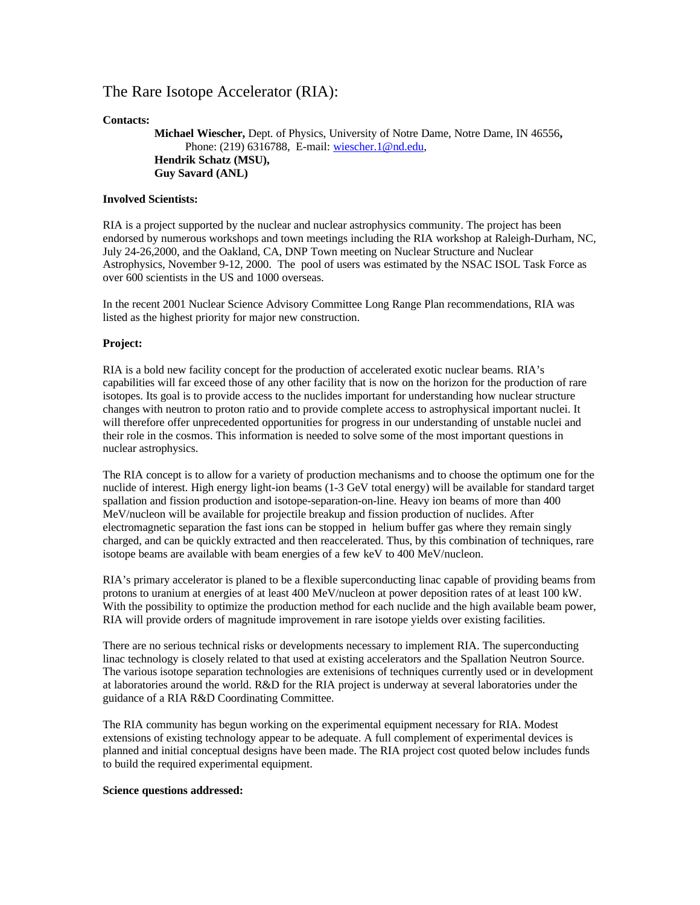# The Rare Isotope Accelerator (RIA):

**Contacts:**

**Michael Wiescher,** Dept. of Physics, University of Notre Dame, Notre Dame, IN 46556**,**
Phone: (219) 6316788, E-mail: wiescher.1@nd.edu,
**Hendrik Schatz (MSU),**
**Guy Savard (ANL)**

**Involved Scientists:**

RIA is a project supported by the nuclear and nuclear astrophysics community. The project has been endorsed by numerous workshops and town meetings including the RIA workshop at Raleigh-Durham, NC, July 24-26,2000, and the Oakland, CA, DNP Town meeting on Nuclear Structure and Nuclear Astrophysics, November 9-12, 2000. The pool of users was estimated by the NSAC ISOL Task Force as over 600 scientists in the US and 1000 overseas.

In the recent 2001 Nuclear Science Advisory Committee Long Range Plan recommendations, RIA was listed as the highest priority for major new construction.

**Project:**

RIA is a bold new facility concept for the production of accelerated exotic nuclear beams. RIA's capabilities will far exceed those of any other facility that is now on the horizon for the production of rare isotopes. Its goal is to provide access to the nuclides important for understanding how nuclear structure changes with neutron to proton ratio and to provide complete access to astrophysical important nuclei. It will therefore offer unprecedented opportunities for progress in our understanding of unstable nuclei and their role in the cosmos. This information is needed to solve some of the most important questions in nuclear astrophysics.

The RIA concept is to allow for a variety of production mechanisms and to choose the optimum one for the nuclide of interest. High energy light-ion beams (1-3 GeV total energy) will be available for standard target spallation and fission production and isotope-separation-on-line. Heavy ion beams of more than 400 MeV/nucleon will be available for projectile breakup and fission production of nuclides. After electromagnetic separation the fast ions can be stopped in helium buffer gas where they remain singly charged, and can be quickly extracted and then reaccelerated. Thus, by this combination of techniques, rare isotope beams are available with beam energies of a few keV to 400 MeV/nucleon.

RIA's primary accelerator is planed to be a flexible superconducting linac capable of providing beams from protons to uranium at energies of at least 400 MeV/nucleon at power deposition rates of at least 100 kW. With the possibility to optimize the production method for each nuclide and the high available beam power, RIA will provide orders of magnitude improvement in rare isotope yields over existing facilities.

There are no serious technical risks or developments necessary to implement RIA. The superconducting linac technology is closely related to that used at existing accelerators and the Spallation Neutron Source. The various isotope separation technologies are extenisions of techniques currently used or in development at laboratories around the world. R&D for the RIA project is underway at several laboratories under the guidance of a RIA R&D Coordinating Committee.

The RIA community has begun working on the experimental equipment necessary for RIA. Modest extensions of existing technology appear to be adequate. A full complement of experimental devices is planned and initial conceptual designs have been made. The RIA project cost quoted below includes funds to build the required experimental equipment.

**Science questions addressed:**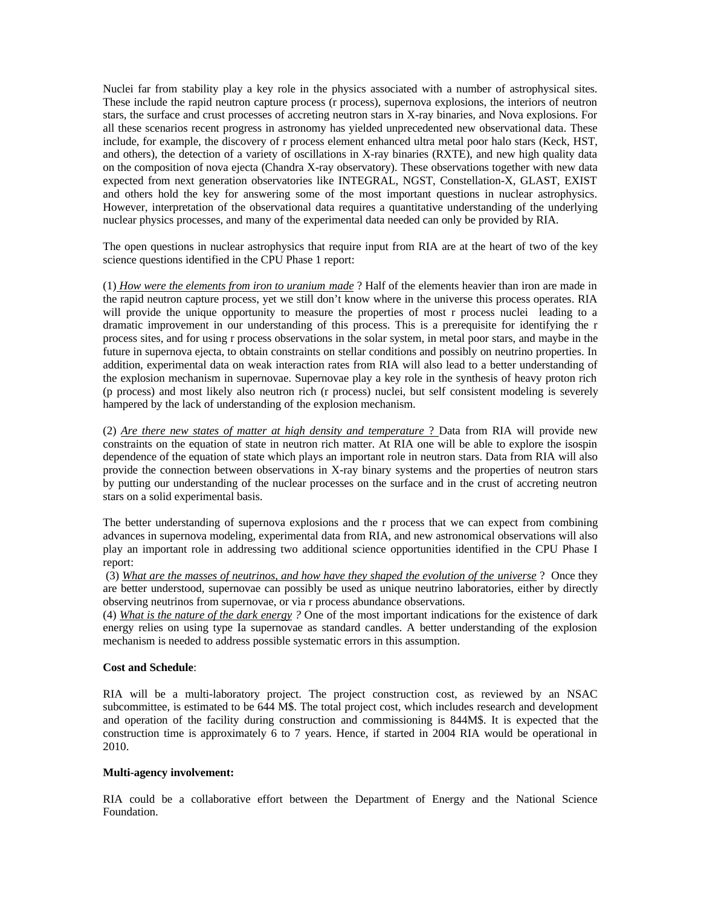Nuclei far from stability play a key role in the physics associated with a number of astrophysical sites. These include the rapid neutron capture process (r process), supernova explosions, the interiors of neutron stars, the surface and crust processes of accreting neutron stars in X-ray binaries, and Nova explosions. For all these scenarios recent progress in astronomy has yielded unprecedented new observational data. These include, for example, the discovery of r process element enhanced ultra metal poor halo stars (Keck, HST, and others), the detection of a variety of oscillations in X-ray binaries (RXTE), and new high quality data on the composition of nova ejecta (Chandra X-ray observatory). These observations together with new data expected from next generation observatories like INTEGRAL, NGST, Constellation-X, GLAST, EXIST and others hold the key for answering some of the most important questions in nuclear astrophysics. However, interpretation of the observational data requires a quantitative understanding of the underlying nuclear physics processes, and many of the experimental data needed can only be provided by RIA.

The open questions in nuclear astrophysics that require input from RIA are at the heart of two of the key science questions identified in the CPU Phase 1 report:

(1) *How were the elements from iron to uranium made* ? Half of the elements heavier than iron are made in the rapid neutron capture process, yet we still don't know where in the universe this process operates. RIA will provide the unique opportunity to measure the properties of most r process nuclei leading to a dramatic improvement in our understanding of this process. This is a prerequisite for identifying the r process sites, and for using r process observations in the solar system, in metal poor stars, and maybe in the future in supernova ejecta, to obtain constraints on stellar conditions and possibly on neutrino properties. In addition, experimental data on weak interaction rates from RIA will also lead to a better understanding of the explosion mechanism in supernovae. Supernovae play a key role in the synthesis of heavy proton rich (p process) and most likely also neutron rich (r process) nuclei, but self consistent modeling is severely hampered by the lack of understanding of the explosion mechanism.

(2) *Are there new states of matter at high density and temperature* ? Data from RIA will provide new constraints on the equation of state in neutron rich matter. At RIA one will be able to explore the isospin dependence of the equation of state which plays an important role in neutron stars. Data from RIA will also provide the connection between observations in X-ray binary systems and the properties of neutron stars by putting our understanding of the nuclear processes on the surface and in the crust of accreting neutron stars on a solid experimental basis.

The better understanding of supernova explosions and the r process that we can expect from combining advances in supernova modeling, experimental data from RIA, and new astronomical observations will also play an important role in addressing two additional science opportunities identified in the CPU Phase I report:

(3) *What are the masses of neutrinos, and how have they shaped the evolution of the universe* ? Once they are better understood, supernovae can possibly be used as unique neutrino laboratories, either by directly observing neutrinos from supernovae, or via r process abundance observations.

(4) *What is the nature of the dark energy ?* One of the most important indications for the existence of dark energy relies on using type Ia supernovae as standard candles. A better understanding of the explosion mechanism is needed to address possible systematic errors in this assumption.

**Cost and Schedule**:

RIA will be a multi-laboratory project. The project construction cost, as reviewed by an NSAC subcommittee, is estimated to be 644 M$. The total project cost, which includes research and development and operation of the facility during construction and commissioning is 844M$. It is expected that the construction time is approximately 6 to 7 years. Hence, if started in 2004 RIA would be operational in 2010.

**Multi-agency involvement:**

RIA could be a collaborative effort between the Department of Energy and the National Science Foundation.